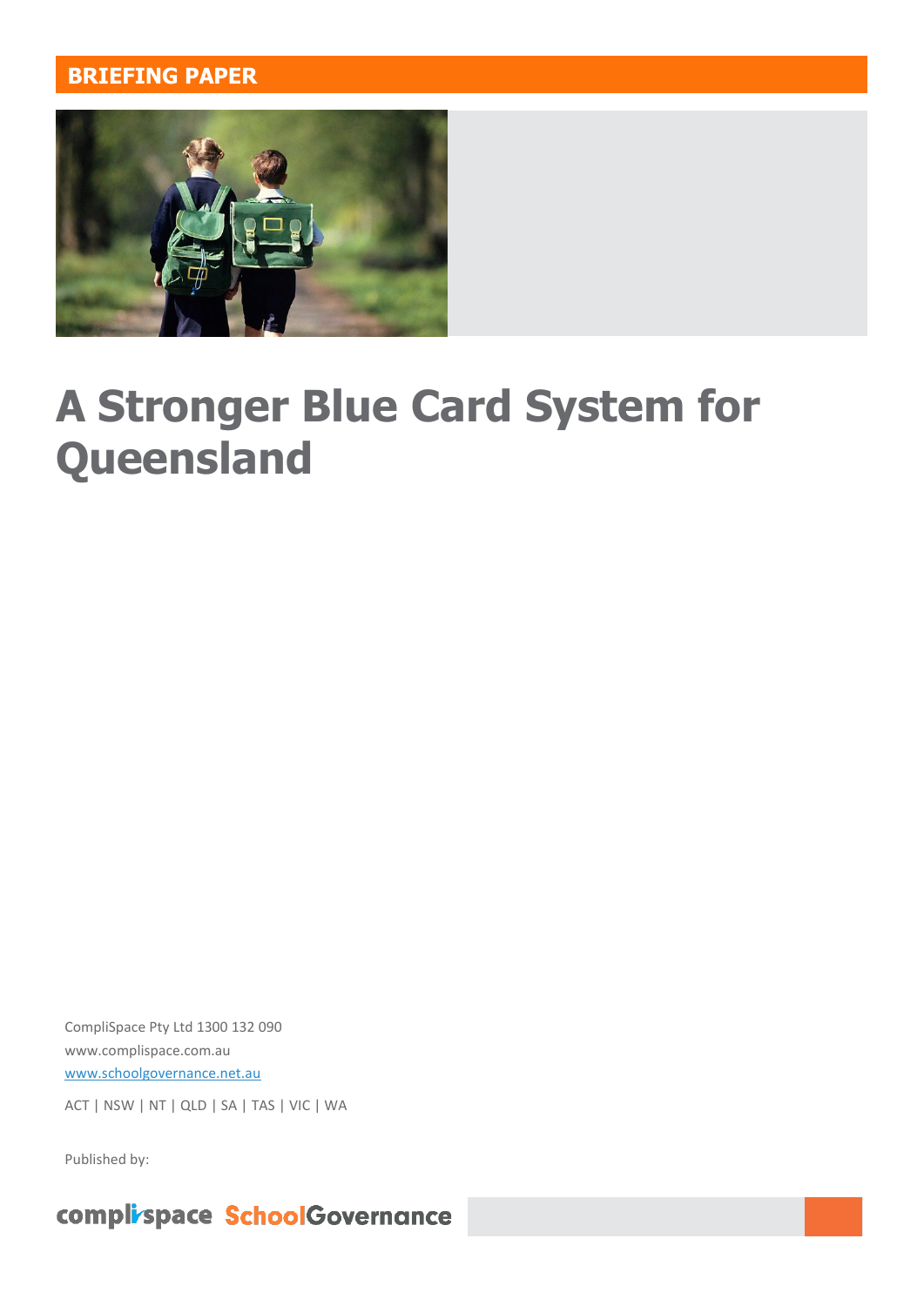**BRIEFING PAPER**

# A Stronger Blue Card System for Queensland

CompliSpace Pty Ltd 1300 132 090

www.complispace.com.au

www.schoolgovernance.net.au

ACT | NSW | NT | QLD | SA | TAS | VIC | WA

Published by:

complispace SchoolGovernance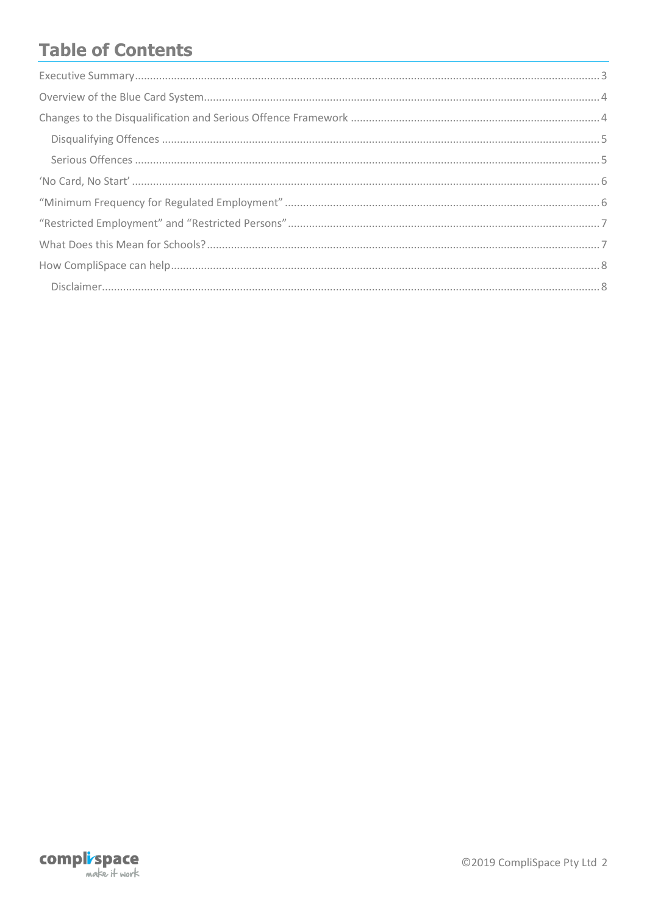# Table of Contents

- Executive Summary ... 3
- Overview of the Blue Card System ... 4
- Changes to the Disqualification and Serious Offence Framework ... 4
  - Disqualifying Offences ... 5
  - Serious Offences ... 5
- 'No Card, No Start' ... 6
- "Minimum Frequency for Regulated Employment" ... 6
- "Restricted Employment" and "Restricted Persons" ... 7
- What Does this Mean for Schools? ... 7
- How CompliSpace can help ... 8
  - Disclaimer ... 8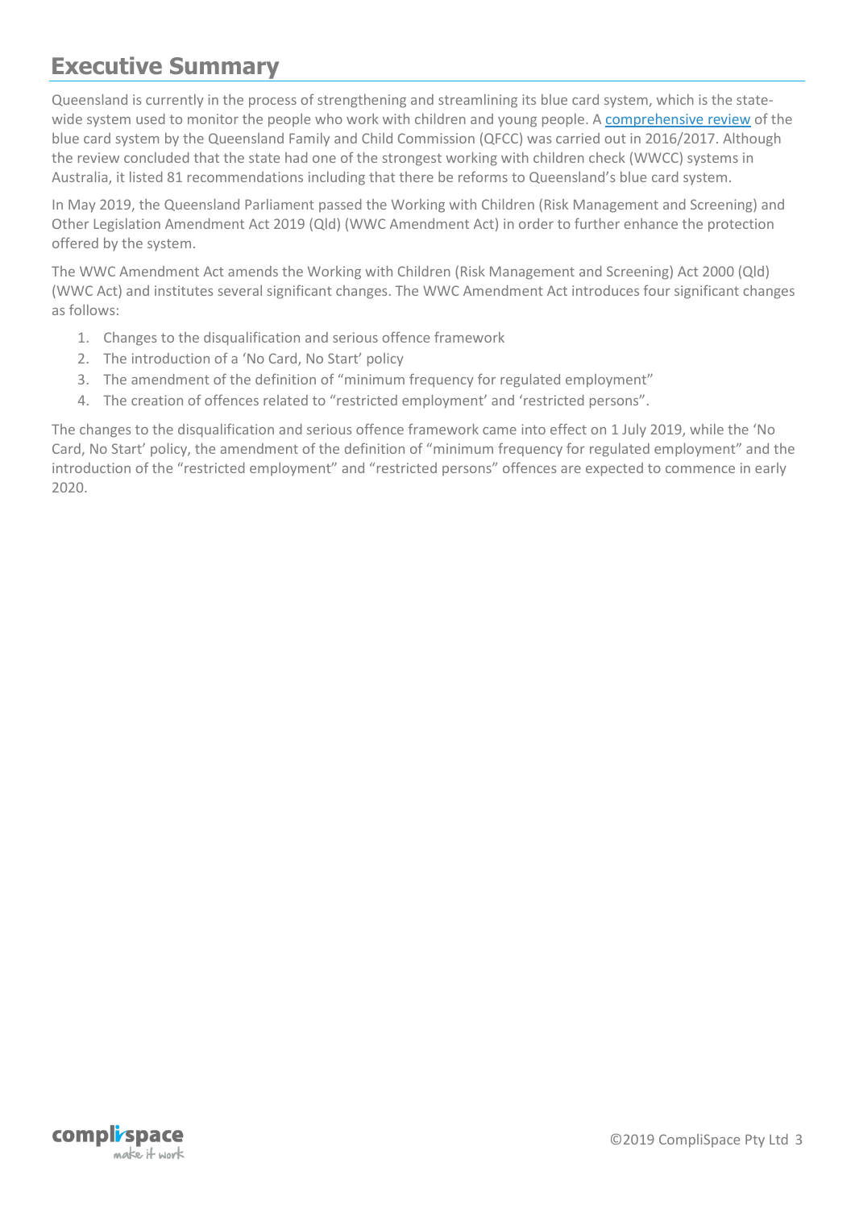# Executive Summary

Queensland is currently in the process of strengthening and streamlining its blue card system, which is the state-wide system used to monitor the people who work with children and young people. A comprehensive review of the blue card system by the Queensland Family and Child Commission (QFCC) was carried out in 2016/2017. Although the review concluded that the state had one of the strongest working with children check (WWCC) systems in Australia, it listed 81 recommendations including that there be reforms to Queensland's blue card system.

In May 2019, the Queensland Parliament passed the Working with Children (Risk Management and Screening) and Other Legislation Amendment Act 2019 (Qld) (WWC Amendment Act) in order to further enhance the protection offered by the system.

The WWC Amendment Act amends the Working with Children (Risk Management and Screening) Act 2000 (Qld) (WWC Act) and institutes several significant changes. The WWC Amendment Act introduces four significant changes as follows:

1. Changes to the disqualification and serious offence framework
2. The introduction of a 'No Card, No Start' policy
3. The amendment of the definition of "minimum frequency for regulated employment"
4. The creation of offences related to "restricted employment' and 'restricted persons".

The changes to the disqualification and serious offence framework came into effect on 1 July 2019, while the 'No Card, No Start' policy, the amendment of the definition of "minimum frequency for regulated employment" and the introduction of the "restricted employment" and "restricted persons" offences are expected to commence in early 2020.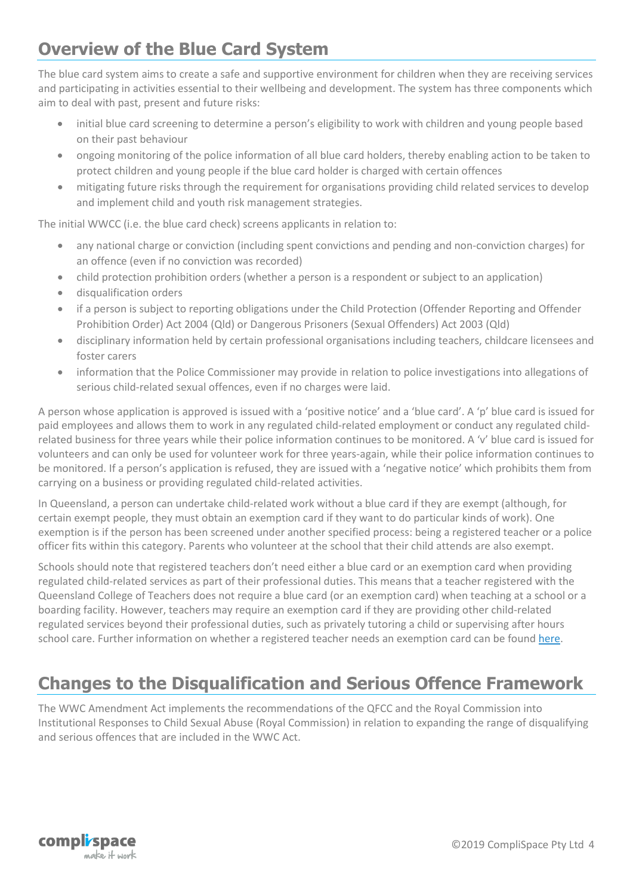## Overview of the Blue Card System

The blue card system aims to create a safe and supportive environment for children when they are receiving services and participating in activities essential to their wellbeing and development. The system has three components which aim to deal with past, present and future risks:

- initial blue card screening to determine a person's eligibility to work with children and young people based on their past behaviour
- ongoing monitoring of the police information of all blue card holders, thereby enabling action to be taken to protect children and young people if the blue card holder is charged with certain offences
- mitigating future risks through the requirement for organisations providing child related services to develop and implement child and youth risk management strategies.

The initial WWCC (i.e. the blue card check) screens applicants in relation to:

- any national charge or conviction (including spent convictions and pending and non-conviction charges) for an offence (even if no conviction was recorded)
- child protection prohibition orders (whether a person is a respondent or subject to an application)
- disqualification orders
- if a person is subject to reporting obligations under the Child Protection (Offender Reporting and Offender Prohibition Order) Act 2004 (Qld) or Dangerous Prisoners (Sexual Offenders) Act 2003 (Qld)
- disciplinary information held by certain professional organisations including teachers, childcare licensees and foster carers
- information that the Police Commissioner may provide in relation to police investigations into allegations of serious child-related sexual offences, even if no charges were laid.

A person whose application is approved is issued with a 'positive notice' and a 'blue card'. A 'p' blue card is issued for paid employees and allows them to work in any regulated child-related employment or conduct any regulated child-related business for three years while their police information continues to be monitored. A 'v' blue card is issued for volunteers and can only be used for volunteer work for three years-again, while their police information continues to be monitored. If a person's application is refused, they are issued with a 'negative notice' which prohibits them from carrying on a business or providing regulated child-related activities.

In Queensland, a person can undertake child-related work without a blue card if they are exempt (although, for certain exempt people, they must obtain an exemption card if they want to do particular kinds of work). One exemption is if the person has been screened under another specified process: being a registered teacher or a police officer fits within this category. Parents who volunteer at the school that their child attends are also exempt.

Schools should note that registered teachers don't need either a blue card or an exemption card when providing regulated child-related services as part of their professional duties. This means that a teacher registered with the Queensland College of Teachers does not require a blue card (or an exemption card) when teaching at a school or a boarding facility. However, teachers may require an exemption card if they are providing other child-related regulated services beyond their professional duties, such as privately tutoring a child or supervising after hours school care. Further information on whether a registered teacher needs an exemption card can be found here.

## Changes to the Disqualification and Serious Offence Framework

The WWC Amendment Act implements the recommendations of the QFCC and the Royal Commission into Institutional Responses to Child Sexual Abuse (Royal Commission) in relation to expanding the range of disqualifying and serious offences that are included in the WWC Act.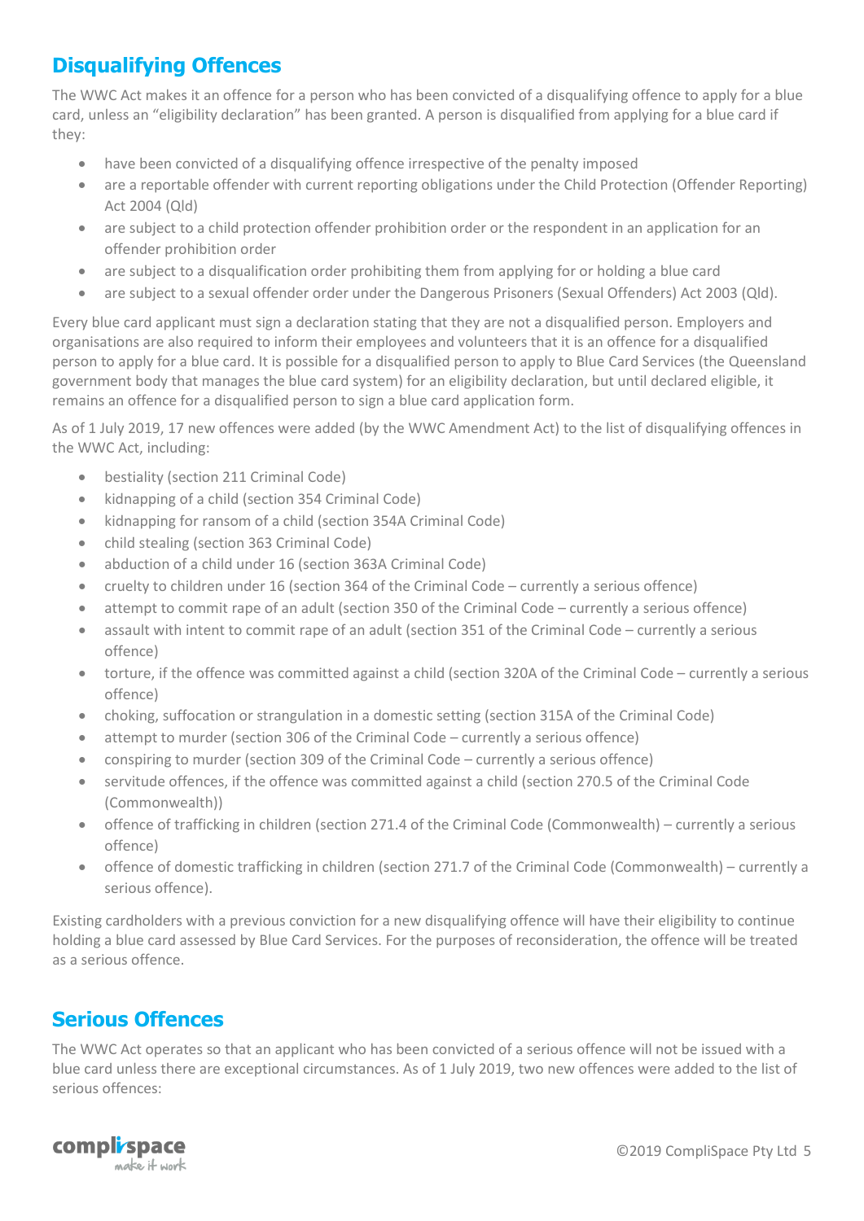## Disqualifying Offences

The WWC Act makes it an offence for a person who has been convicted of a disqualifying offence to apply for a blue card, unless an "eligibility declaration" has been granted. A person is disqualified from applying for a blue card if they:

- have been convicted of a disqualifying offence irrespective of the penalty imposed
- are a reportable offender with current reporting obligations under the Child Protection (Offender Reporting) Act 2004 (Qld)
- are subject to a child protection offender prohibition order or the respondent in an application for an offender prohibition order
- are subject to a disqualification order prohibiting them from applying for or holding a blue card
- are subject to a sexual offender order under the Dangerous Prisoners (Sexual Offenders) Act 2003 (Qld).

Every blue card applicant must sign a declaration stating that they are not a disqualified person. Employers and organisations are also required to inform their employees and volunteers that it is an offence for a disqualified person to apply for a blue card. It is possible for a disqualified person to apply to Blue Card Services (the Queensland government body that manages the blue card system) for an eligibility declaration, but until declared eligible, it remains an offence for a disqualified person to sign a blue card application form.

As of 1 July 2019, 17 new offences were added (by the WWC Amendment Act) to the list of disqualifying offences in the WWC Act, including:

- bestiality (section 211 Criminal Code)
- kidnapping of a child (section 354 Criminal Code)
- kidnapping for ransom of a child (section 354A Criminal Code)
- child stealing (section 363 Criminal Code)
- abduction of a child under 16 (section 363A Criminal Code)
- cruelty to children under 16 (section 364 of the Criminal Code – currently a serious offence)
- attempt to commit rape of an adult (section 350 of the Criminal Code – currently a serious offence)
- assault with intent to commit rape of an adult (section 351 of the Criminal Code – currently a serious offence)
- torture, if the offence was committed against a child (section 320A of the Criminal Code – currently a serious offence)
- choking, suffocation or strangulation in a domestic setting (section 315A of the Criminal Code)
- attempt to murder (section 306 of the Criminal Code – currently a serious offence)
- conspiring to murder (section 309 of the Criminal Code – currently a serious offence)
- servitude offences, if the offence was committed against a child (section 270.5 of the Criminal Code (Commonwealth))
- offence of trafficking in children (section 271.4 of the Criminal Code (Commonwealth) – currently a serious offence)
- offence of domestic trafficking in children (section 271.7 of the Criminal Code (Commonwealth) – currently a serious offence).

Existing cardholders with a previous conviction for a new disqualifying offence will have their eligibility to continue holding a blue card assessed by Blue Card Services. For the purposes of reconsideration, the offence will be treated as a serious offence.

## Serious Offences

The WWC Act operates so that an applicant who has been convicted of a serious offence will not be issued with a blue card unless there are exceptional circumstances. As of 1 July 2019, two new offences were added to the list of serious offences: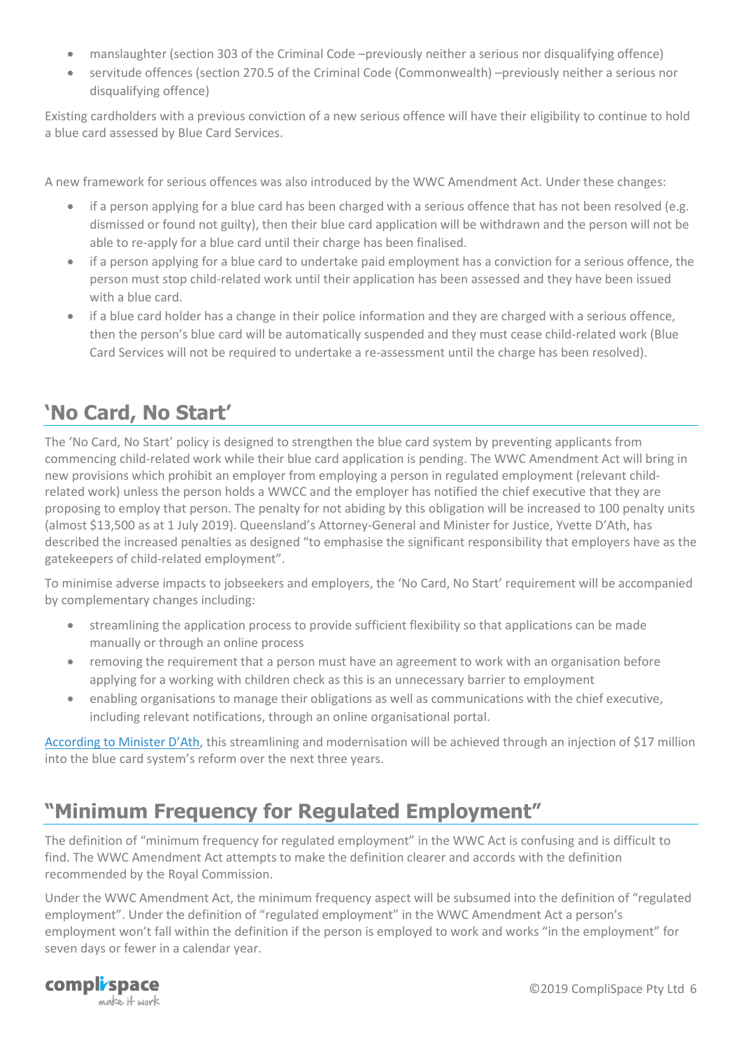- manslaughter (section 303 of the Criminal Code –previously neither a serious nor disqualifying offence)
- servitude offences (section 270.5 of the Criminal Code (Commonwealth) –previously neither a serious nor disqualifying offence)

Existing cardholders with a previous conviction of a new serious offence will have their eligibility to continue to hold a blue card assessed by Blue Card Services.

A new framework for serious offences was also introduced by the WWC Amendment Act. Under these changes:

- if a person applying for a blue card has been charged with a serious offence that has not been resolved (e.g. dismissed or found not guilty), then their blue card application will be withdrawn and the person will not be able to re-apply for a blue card until their charge has been finalised.
- if a person applying for a blue card to undertake paid employment has a conviction for a serious offence, the person must stop child-related work until their application has been assessed and they have been issued with a blue card.
- if a blue card holder has a change in their police information and they are charged with a serious offence, then the person's blue card will be automatically suspended and they must cease child-related work (Blue Card Services will not be required to undertake a re-assessment until the charge has been resolved).

## 'No Card, No Start'

The 'No Card, No Start' policy is designed to strengthen the blue card system by preventing applicants from commencing child-related work while their blue card application is pending. The WWC Amendment Act will bring in new provisions which prohibit an employer from employing a person in regulated employment (relevant child-related work) unless the person holds a WWCC and the employer has notified the chief executive that they are proposing to employ that person. The penalty for not abiding by this obligation will be increased to 100 penalty units (almost $13,500 as at 1 July 2019). Queensland's Attorney-General and Minister for Justice, Yvette D'Ath, has described the increased penalties as designed "to emphasise the significant responsibility that employers have as the gatekeepers of child-related employment".

To minimise adverse impacts to jobseekers and employers, the 'No Card, No Start' requirement will be accompanied by complementary changes including:

- streamlining the application process to provide sufficient flexibility so that applications can be made manually or through an online process
- removing the requirement that a person must have an agreement to work with an organisation before applying for a working with children check as this is an unnecessary barrier to employment
- enabling organisations to manage their obligations as well as communications with the chief executive, including relevant notifications, through an online organisational portal.

According to Minister D'Ath, this streamlining and modernisation will be achieved through an injection of $17 million into the blue card system's reform over the next three years.

## "Minimum Frequency for Regulated Employment"

The definition of "minimum frequency for regulated employment" in the WWC Act is confusing and is difficult to find. The WWC Amendment Act attempts to make the definition clearer and accords with the definition recommended by the Royal Commission.

Under the WWC Amendment Act, the minimum frequency aspect will be subsumed into the definition of "regulated employment". Under the definition of "regulated employment" in the WWC Amendment Act a person's employment won't fall within the definition if the person is employed to work and works "in the employment" for seven days or fewer in a calendar year.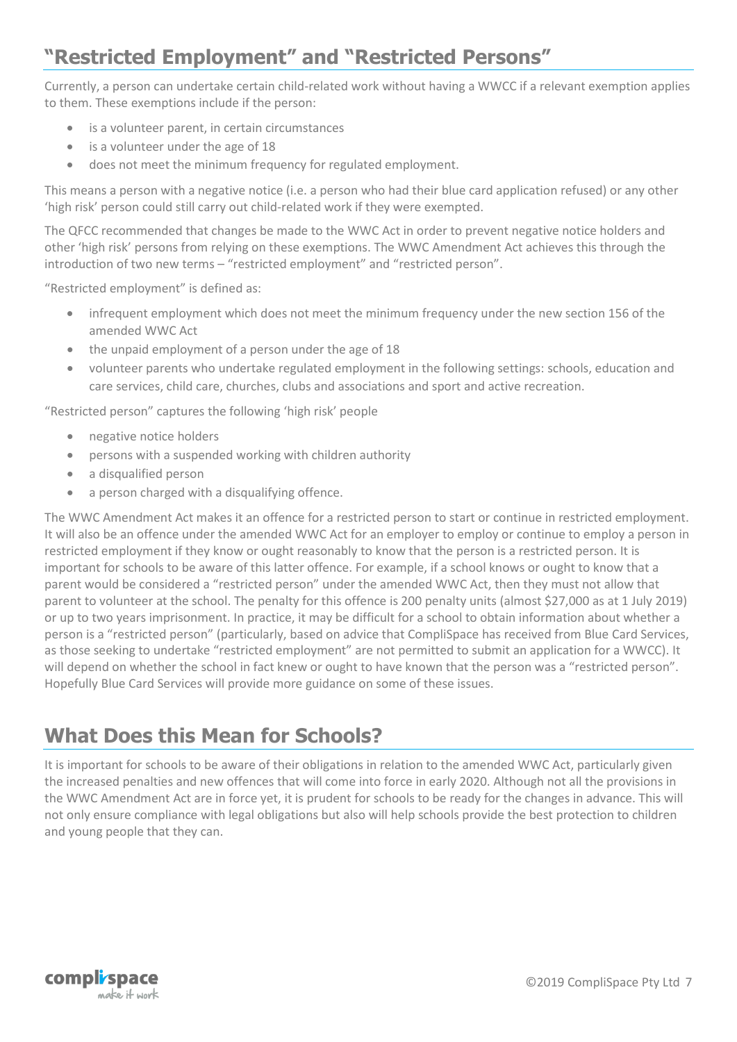## "Restricted Employment" and "Restricted Persons"

Currently, a person can undertake certain child-related work without having a WWCC if a relevant exemption applies to them. These exemptions include if the person:

- is a volunteer parent, in certain circumstances
- is a volunteer under the age of 18
- does not meet the minimum frequency for regulated employment.

This means a person with a negative notice (i.e. a person who had their blue card application refused) or any other 'high risk' person could still carry out child-related work if they were exempted.

The QFCC recommended that changes be made to the WWC Act in order to prevent negative notice holders and other 'high risk' persons from relying on these exemptions. The WWC Amendment Act achieves this through the introduction of two new terms – "restricted employment" and "restricted person".

"Restricted employment" is defined as:

- infrequent employment which does not meet the minimum frequency under the new section 156 of the amended WWC Act
- the unpaid employment of a person under the age of 18
- volunteer parents who undertake regulated employment in the following settings: schools, education and care services, child care, churches, clubs and associations and sport and active recreation.

"Restricted person" captures the following 'high risk' people

- negative notice holders
- persons with a suspended working with children authority
- a disqualified person
- a person charged with a disqualifying offence.

The WWC Amendment Act makes it an offence for a restricted person to start or continue in restricted employment. It will also be an offence under the amended WWC Act for an employer to employ or continue to employ a person in restricted employment if they know or ought reasonably to know that the person is a restricted person. It is important for schools to be aware of this latter offence. For example, if a school knows or ought to know that a parent would be considered a "restricted person" under the amended WWC Act, then they must not allow that parent to volunteer at the school. The penalty for this offence is 200 penalty units (almost $27,000 as at 1 July 2019) or up to two years imprisonment. In practice, it may be difficult for a school to obtain information about whether a person is a "restricted person" (particularly, based on advice that CompliSpace has received from Blue Card Services, as those seeking to undertake "restricted employment" are not permitted to submit an application for a WWCC). It will depend on whether the school in fact knew or ought to have known that the person was a "restricted person". Hopefully Blue Card Services will provide more guidance on some of these issues.

## What Does this Mean for Schools?

It is important for schools to be aware of their obligations in relation to the amended WWC Act, particularly given the increased penalties and new offences that will come into force in early 2020. Although not all the provisions in the WWC Amendment Act are in force yet, it is prudent for schools to be ready for the changes in advance. This will not only ensure compliance with legal obligations but also will help schools provide the best protection to children and young people that they can.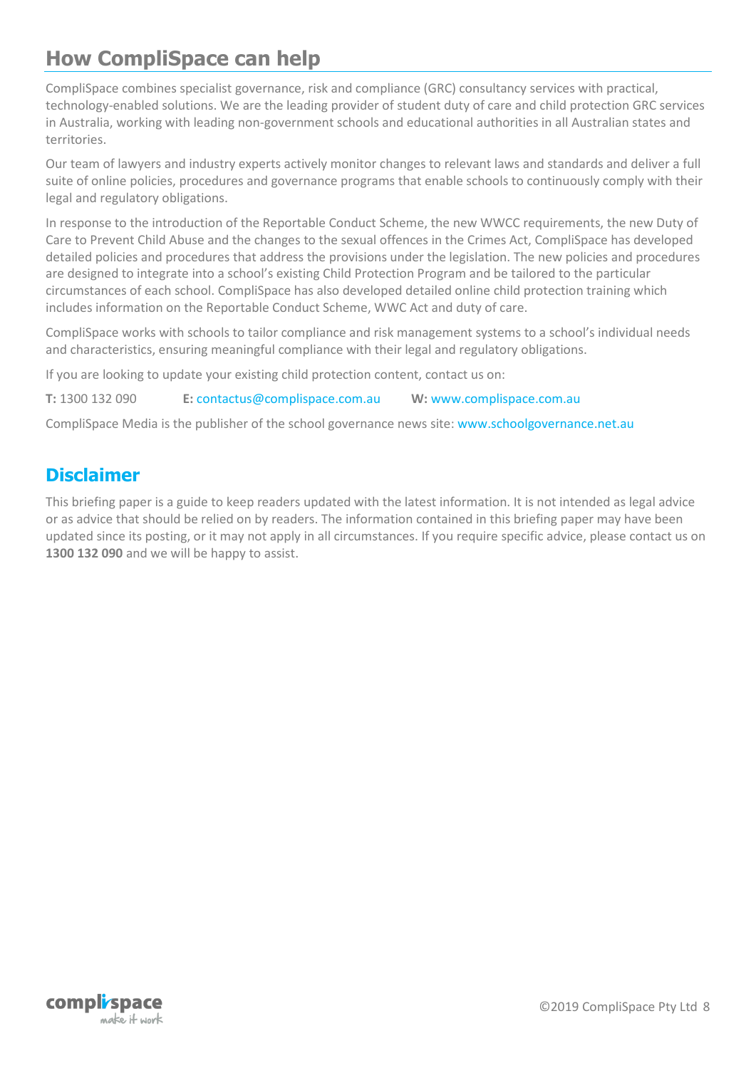## How CompliSpace can help

CompliSpace combines specialist governance, risk and compliance (GRC) consultancy services with practical, technology-enabled solutions. We are the leading provider of student duty of care and child protection GRC services in Australia, working with leading non-government schools and educational authorities in all Australian states and territories.

Our team of lawyers and industry experts actively monitor changes to relevant laws and standards and deliver a full suite of online policies, procedures and governance programs that enable schools to continuously comply with their legal and regulatory obligations.

In response to the introduction of the Reportable Conduct Scheme, the new WWCC requirements, the new Duty of Care to Prevent Child Abuse and the changes to the sexual offences in the Crimes Act, CompliSpace has developed detailed policies and procedures that address the provisions under the legislation. The new policies and procedures are designed to integrate into a school's existing Child Protection Program and be tailored to the particular circumstances of each school. CompliSpace has also developed detailed online child protection training which includes information on the Reportable Conduct Scheme, WWC Act and duty of care.

CompliSpace works with schools to tailor compliance and risk management systems to a school's individual needs and characteristics, ensuring meaningful compliance with their legal and regulatory obligations.

If you are looking to update your existing child protection content, contact us on:

**T:** 1300 132 090 **E:** contactus@complispace.com.au **W:** www.complispace.com.au

CompliSpace Media is the publisher of the school governance news site: www.schoolgovernance.net.au

## Disclaimer

This briefing paper is a guide to keep readers updated with the latest information. It is not intended as legal advice or as advice that should be relied on by readers. The information contained in this briefing paper may have been updated since its posting, or it may not apply in all circumstances. If you require specific advice, please contact us on **1300 132 090** and we will be happy to assist.

©2019 CompliSpace Pty Ltd